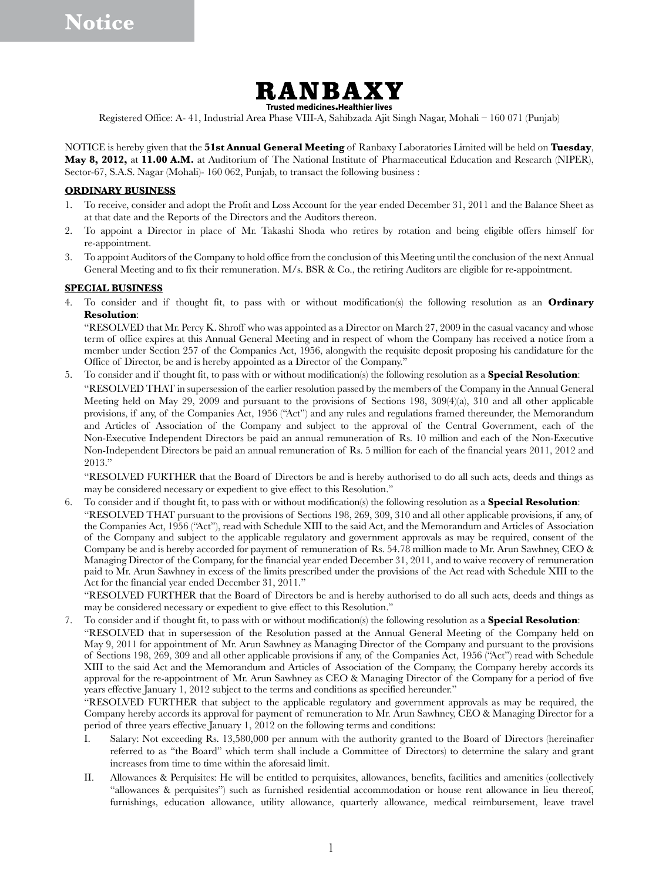# Notice

# RANBAXY

**Trusted medicines.Healthier lives**

Registered Office: A- 41, Industrial Area Phase VIII-A, Sahibzada Ajit Singh Nagar, Mohali – 160 071 (Punjab)

NOTICE is hereby given that the **51st Annual General Meeting** of Ranbaxy Laboratories Limited will be held on **Tuesday**, **May 8, 2012,** at **11.00 A.M.** at Auditorium of The National Institute of Pharmaceutical Education and Research (NIPER), Sector-67, S.A.S. Nagar (Mohali)- 160 062, Punjab, to transact the following business :

## ORDINARY BUSINESS

1. To receive, consider and adopt the Profit and Loss Account for the year ended December 31, 2011 and the Balance Sheet as at that date and the Reports of the Directors and the Auditors thereon.
2. To appoint a Director in place of Mr. Takashi Shoda who retires by rotation and being eligible offers himself for re-appointment.
3. To appoint Auditors of the Company to hold office from the conclusion of this Meeting until the conclusion of the next Annual General Meeting and to fix their remuneration. M/s. BSR & Co., the retiring Auditors are eligible for re-appointment.

## SPECIAL BUSINESS

4. To consider and if thought fit, to pass with or without modification(s) the following resolution as an **Ordinary Resolution**:

   "RESOLVED that Mr. Percy K. Shroff who was appointed as a Director on March 27, 2009 in the casual vacancy and whose term of office expires at this Annual General Meeting and in respect of whom the Company has received a notice from a member under Section 257 of the Companies Act, 1956, alongwith the requisite deposit proposing his candidature for the Office of Director, be and is hereby appointed as a Director of the Company."

5. To consider and if thought fit, to pass with or without modification(s) the following resolution as a **Special Resolution**:

   "RESOLVED THAT in supersession of the earlier resolution passed by the members of the Company in the Annual General Meeting held on May 29, 2009 and pursuant to the provisions of Sections 198, 309(4)(a), 310 and all other applicable provisions, if any, of the Companies Act, 1956 ("Act") and any rules and regulations framed thereunder, the Memorandum and Articles of Association of the Company and subject to the approval of the Central Government, each of the Non-Executive Independent Directors be paid an annual remuneration of Rs. 10 million and each of the Non-Executive Non-Independent Directors be paid an annual remuneration of Rs. 5 million for each of the financial years 2011, 2012 and 2013."

   "RESOLVED FURTHER that the Board of Directors be and is hereby authorised to do all such acts, deeds and things as may be considered necessary or expedient to give effect to this Resolution."

6. To consider and if thought fit, to pass with or without modification(s) the following resolution as a **Special Resolution**:

   "RESOLVED THAT pursuant to the provisions of Sections 198, 269, 309, 310 and all other applicable provisions, if any, of the Companies Act, 1956 ("Act"), read with Schedule XIII to the said Act, and the Memorandum and Articles of Association of the Company and subject to the applicable regulatory and government approvals as may be required, consent of the Company be and is hereby accorded for payment of remuneration of Rs. 54.78 million made to Mr. Arun Sawhney, CEO & Managing Director of the Company, for the financial year ended December 31, 2011, and to waive recovery of remuneration paid to Mr. Arun Sawhney in excess of the limits prescribed under the provisions of the Act read with Schedule XIII to the Act for the financial year ended December 31, 2011."

   "RESOLVED FURTHER that the Board of Directors be and is hereby authorised to do all such acts, deeds and things as may be considered necessary or expedient to give effect to this Resolution."

7. To consider and if thought fit, to pass with or without modification(s) the following resolution as a **Special Resolution**:

   "RESOLVED that in supersession of the Resolution passed at the Annual General Meeting of the Company held on May 9, 2011 for appointment of Mr. Arun Sawhney as Managing Director of the Company and pursuant to the provisions of Sections 198, 269, 309 and all other applicable provisions if any, of the Companies Act, 1956 ("Act") read with Schedule XIII to the said Act and the Memorandum and Articles of Association of the Company, the Company hereby accords its approval for the re-appointment of Mr. Arun Sawhney as CEO & Managing Director of the Company for a period of five years effective January 1, 2012 subject to the terms and conditions as specified hereunder."

   "RESOLVED FURTHER that subject to the applicable regulatory and government approvals as may be required, the Company hereby accords its approval for payment of remuneration to Mr. Arun Sawhney, CEO & Managing Director for a period of three years effective January 1, 2012 on the following terms and conditions:

   I. Salary: Not exceeding Rs. 13,580,000 per annum with the authority granted to the Board of Directors (hereinafter referred to as "the Board" which term shall include a Committee of Directors) to determine the salary and grant increases from time to time within the aforesaid limit.

   II. Allowances & Perquisites: He will be entitled to perquisites, allowances, benefits, facilities and amenities (collectively "allowances & perquisites") such as furnished residential accommodation or house rent allowance in lieu thereof, furnishings, education allowance, utility allowance, quarterly allowance, medical reimbursement, leave travel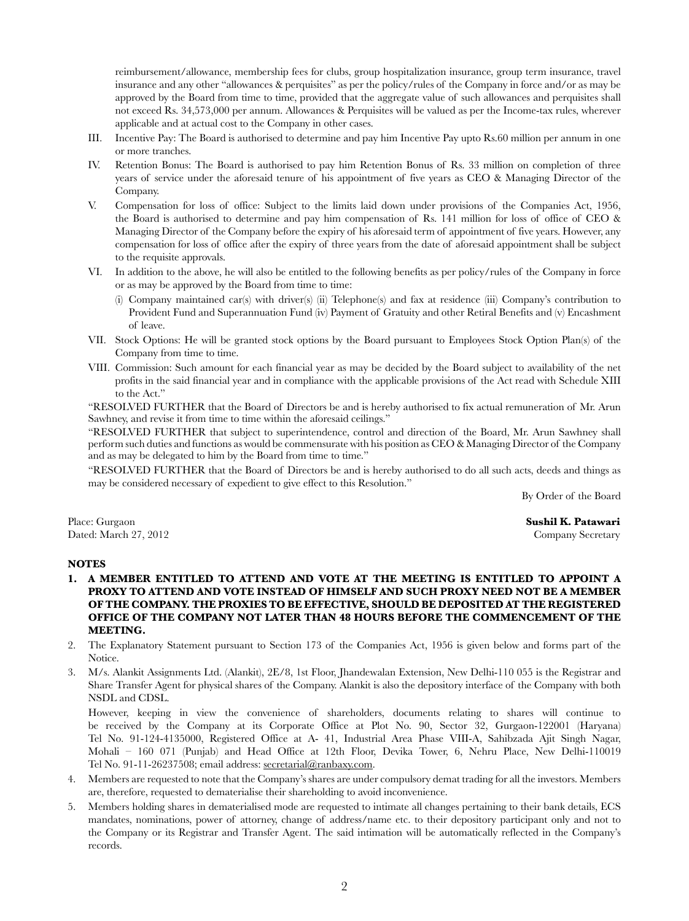reimbursement/allowance, membership fees for clubs, group hospitalization insurance, group term insurance, travel insurance and any other "allowances & perquisites" as per the policy/rules of the Company in force and/or as may be approved by the Board from time to time, provided that the aggregate value of such allowances and perquisites shall not exceed Rs. 34,573,000 per annum. Allowances & Perquisites will be valued as per the Income-tax rules, wherever applicable and at actual cost to the Company in other cases.

III. Incentive Pay: The Board is authorised to determine and pay him Incentive Pay upto Rs.60 million per annum in one or more tranches.

IV. Retention Bonus: The Board is authorised to pay him Retention Bonus of Rs. 33 million on completion of three years of service under the aforesaid tenure of his appointment of five years as CEO & Managing Director of the Company.

V. Compensation for loss of office: Subject to the limits laid down under provisions of the Companies Act, 1956, the Board is authorised to determine and pay him compensation of Rs. 141 million for loss of office of CEO & Managing Director of the Company before the expiry of his aforesaid term of appointment of five years. However, any compensation for loss of office after the expiry of three years from the date of aforesaid appointment shall be subject to the requisite approvals.

VI. In addition to the above, he will also be entitled to the following benefits as per policy/rules of the Company in force or as may be approved by the Board from time to time:

(i) Company maintained car(s) with driver(s) (ii) Telephone(s) and fax at residence (iii) Company's contribution to Provident Fund and Superannuation Fund (iv) Payment of Gratuity and other Retiral Benefits and (v) Encashment of leave.

VII. Stock Options: He will be granted stock options by the Board pursuant to Employees Stock Option Plan(s) of the Company from time to time.

VIII. Commission: Such amount for each financial year as may be decided by the Board subject to availability of the net profits in the said financial year and in compliance with the applicable provisions of the Act read with Schedule XIII to the Act."

"RESOLVED FURTHER that the Board of Directors be and is hereby authorised to fix actual remuneration of Mr. Arun Sawhney, and revise it from time to time within the aforesaid ceilings."

"RESOLVED FURTHER that subject to superintendence, control and direction of the Board, Mr. Arun Sawhney shall perform such duties and functions as would be commensurate with his position as CEO & Managing Director of the Company and as may be delegated to him by the Board from time to time."

"RESOLVED FURTHER that the Board of Directors be and is hereby authorised to do all such acts, deeds and things as may be considered necessary of expedient to give effect to this Resolution."

By Order of the Board

Place: Gurgaon
Dated: March 27, 2012

**Sushil K. Patawari**
Company Secretary

**NOTES**

1. **A MEMBER ENTITLED TO ATTEND AND VOTE AT THE MEETING IS ENTITLED TO APPOINT A PROXY TO ATTEND AND VOTE INSTEAD OF HIMSELF AND SUCH PROXY NEED NOT BE A MEMBER OF THE COMPANY. THE PROXIES TO BE EFFECTIVE, SHOULD BE DEPOSITED AT THE REGISTERED OFFICE OF THE COMPANY NOT LATER THAN 48 HOURS BEFORE THE COMMENCEMENT OF THE MEETING.**

2. The Explanatory Statement pursuant to Section 173 of the Companies Act, 1956 is given below and forms part of the Notice.

3. M/s. Alankit Assignments Ltd. (Alankit), 2E/8, 1st Floor, Jhandewalan Extension, New Delhi-110 055 is the Registrar and Share Transfer Agent for physical shares of the Company. Alankit is also the depository interface of the Company with both NSDL and CDSL.

   However, keeping in view the convenience of shareholders, documents relating to shares will continue to be received by the Company at its Corporate Office at Plot No. 90, Sector 32, Gurgaon-122001 (Haryana) Tel No. 91-124-4135000, Registered Office at A- 41, Industrial Area Phase VIII-A, Sahibzada Ajit Singh Nagar, Mohali – 160 071 (Punjab) and Head Office at 12th Floor, Devika Tower, 6, Nehru Place, New Delhi-110019 Tel No. 91-11-26237508; email address: secretarial@ranbaxy.com.

4. Members are requested to note that the Company's shares are under compulsory demat trading for all the investors. Members are, therefore, requested to dematerialise their shareholding to avoid inconvenience.

5. Members holding shares in dematerialised mode are requested to intimate all changes pertaining to their bank details, ECS mandates, nominations, power of attorney, change of address/name etc. to their depository participant only and not to the Company or its Registrar and Transfer Agent. The said intimation will be automatically reflected in the Company's records.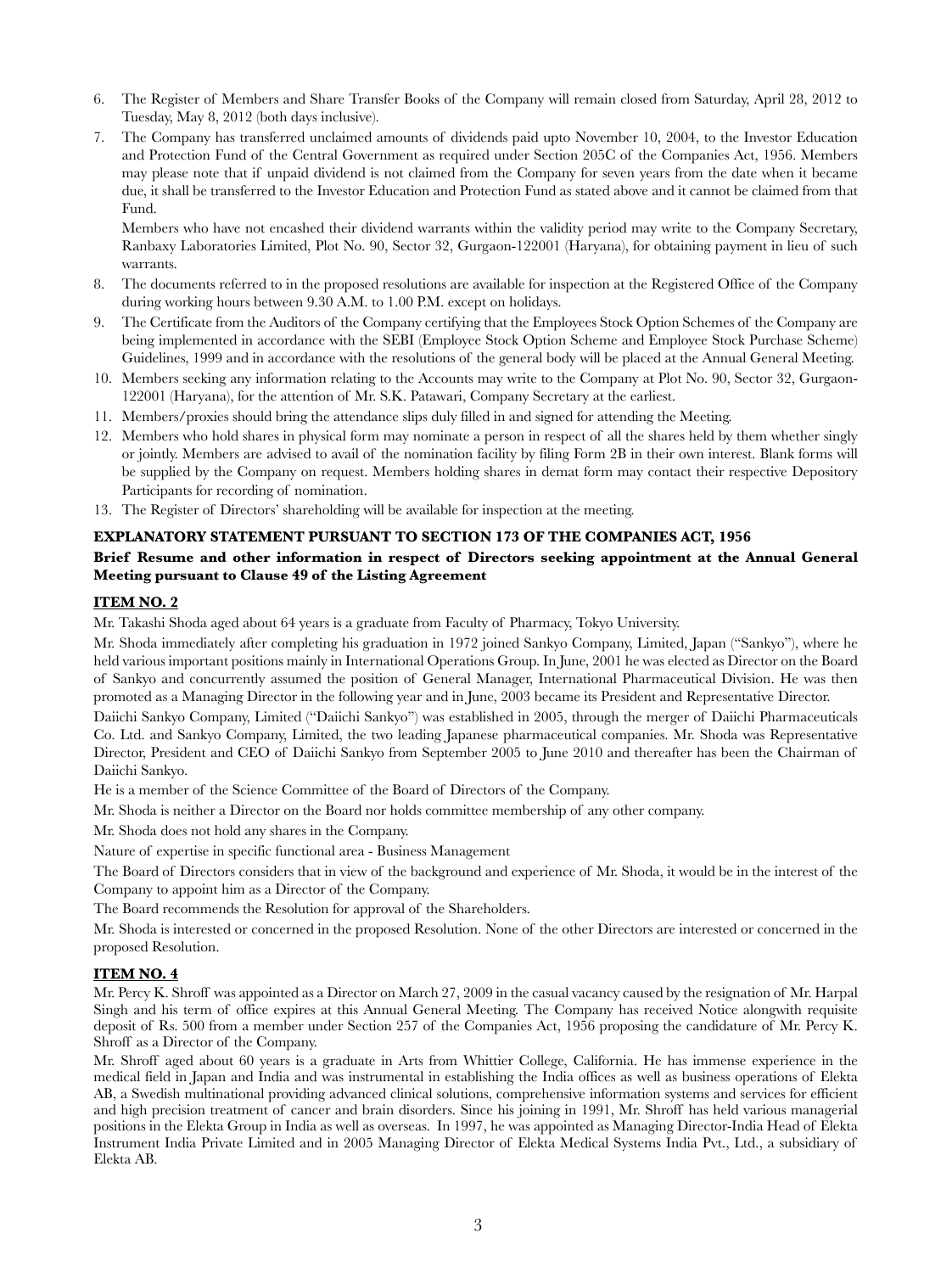6. The Register of Members and Share Transfer Books of the Company will remain closed from Saturday, April 28, 2012 to Tuesday, May 8, 2012 (both days inclusive).
7. The Company has transferred unclaimed amounts of dividends paid upto November 10, 2004, to the Investor Education and Protection Fund of the Central Government as required under Section 205C of the Companies Act, 1956. Members may please note that if unpaid dividend is not claimed from the Company for seven years from the date when it became due, it shall be transferred to the Investor Education and Protection Fund as stated above and it cannot be claimed from that Fund.

   Members who have not encashed their dividend warrants within the validity period may write to the Company Secretary, Ranbaxy Laboratories Limited, Plot No. 90, Sector 32, Gurgaon-122001 (Haryana), for obtaining payment in lieu of such warrants.
8. The documents referred to in the proposed resolutions are available for inspection at the Registered Office of the Company during working hours between 9.30 A.M. to 1.00 P.M. except on holidays.
9. The Certificate from the Auditors of the Company certifying that the Employees Stock Option Schemes of the Company are being implemented in accordance with the SEBI (Employee Stock Option Scheme and Employee Stock Purchase Scheme) Guidelines, 1999 and in accordance with the resolutions of the general body will be placed at the Annual General Meeting.
10. Members seeking any information relating to the Accounts may write to the Company at Plot No. 90, Sector 32, Gurgaon-122001 (Haryana), for the attention of Mr. S.K. Patawari, Company Secretary at the earliest.
11. Members/proxies should bring the attendance slips duly filled in and signed for attending the Meeting.
12. Members who hold shares in physical form may nominate a person in respect of all the shares held by them whether singly or jointly. Members are advised to avail of the nomination facility by filing Form 2B in their own interest. Blank forms will be supplied by the Company on request. Members holding shares in demat form may contact their respective Depository Participants for recording of nomination.
13. The Register of Directors' shareholding will be available for inspection at the meeting.

**EXPLANATORY STATEMENT PURSUANT TO SECTION 173 OF THE COMPANIES ACT, 1956**

**Brief Resume and other information in respect of Directors seeking appointment at the Annual General Meeting pursuant to Clause 49 of the Listing Agreement**

**ITEM NO. 2**

Mr. Takashi Shoda aged about 64 years is a graduate from Faculty of Pharmacy, Tokyo University.

Mr. Shoda immediately after completing his graduation in 1972 joined Sankyo Company, Limited, Japan ("Sankyo"), where he held various important positions mainly in International Operations Group. In June, 2001 he was elected as Director on the Board of Sankyo and concurrently assumed the position of General Manager, International Pharmaceutical Division. He was then promoted as a Managing Director in the following year and in June, 2003 became its President and Representative Director.

Daiichi Sankyo Company, Limited ("Daiichi Sankyo") was established in 2005, through the merger of Daiichi Pharmaceuticals Co. Ltd. and Sankyo Company, Limited, the two leading Japanese pharmaceutical companies. Mr. Shoda was Representative Director, President and CEO of Daiichi Sankyo from September 2005 to June 2010 and thereafter has been the Chairman of Daiichi Sankyo.

He is a member of the Science Committee of the Board of Directors of the Company.

Mr. Shoda is neither a Director on the Board nor holds committee membership of any other company.

Mr. Shoda does not hold any shares in the Company.

Nature of expertise in specific functional area - Business Management

The Board of Directors considers that in view of the background and experience of Mr. Shoda, it would be in the interest of the Company to appoint him as a Director of the Company.

The Board recommends the Resolution for approval of the Shareholders.

Mr. Shoda is interested or concerned in the proposed Resolution. None of the other Directors are interested or concerned in the proposed Resolution.

**ITEM NO. 4**

Mr. Percy K. Shroff was appointed as a Director on March 27, 2009 in the casual vacancy caused by the resignation of Mr. Harpal Singh and his term of office expires at this Annual General Meeting. The Company has received Notice alongwith requisite deposit of Rs. 500 from a member under Section 257 of the Companies Act, 1956 proposing the candidature of Mr. Percy K. Shroff as a Director of the Company.

Mr. Shroff aged about 60 years is a graduate in Arts from Whittier College, California. He has immense experience in the medical field in Japan and India and was instrumental in establishing the India offices as well as business operations of Elekta AB, a Swedish multinational providing advanced clinical solutions, comprehensive information systems and services for efficient and high precision treatment of cancer and brain disorders. Since his joining in 1991, Mr. Shroff has held various managerial positions in the Elekta Group in India as well as overseas. In 1997, he was appointed as Managing Director-India Head of Elekta Instrument India Private Limited and in 2005 Managing Director of Elekta Medical Systems India Pvt., Ltd., a subsidiary of Elekta AB.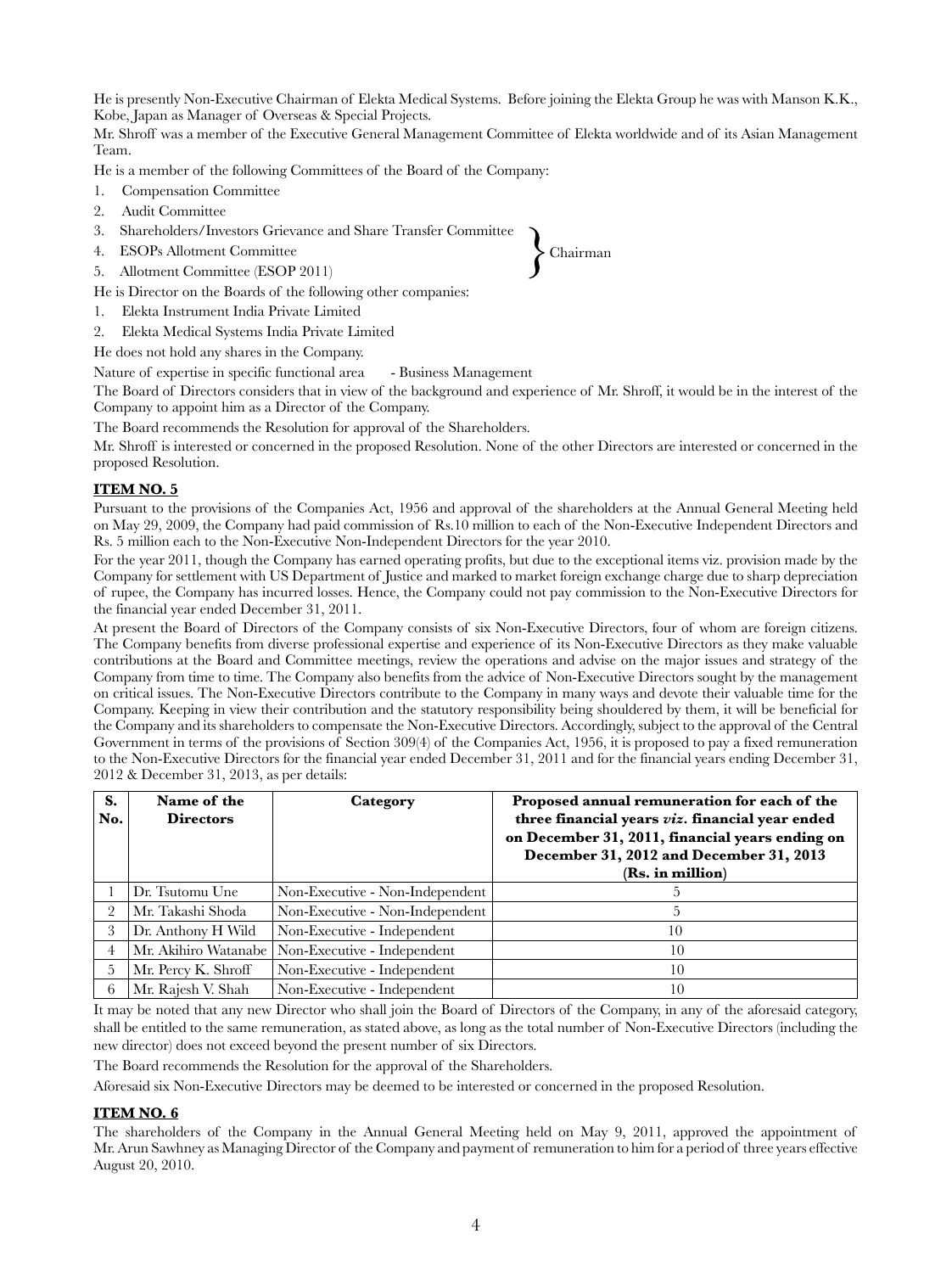He is presently Non-Executive Chairman of Elekta Medical Systems. Before joining the Elekta Group he was with Manson K.K., Kobe, Japan as Manager of Overseas & Special Projects.

Mr. Shroff was a member of the Executive General Management Committee of Elekta worldwide and of its Asian Management Team.

He is a member of the following Committees of the Board of the Company:

1. Compensation Committee
2. Audit Committee
3. Shareholders/Investors Grievance and Share Transfer Committee } Chairman
4. ESOPs Allotment Committee } Chairman
5. Allotment Committee (ESOP 2011) } Chairman

He is Director on the Boards of the following other companies:

1. Elekta Instrument India Private Limited
2. Elekta Medical Systems India Private Limited

He does not hold any shares in the Company.

Nature of expertise in specific functional area - Business Management

The Board of Directors considers that in view of the background and experience of Mr. Shroff, it would be in the interest of the Company to appoint him as a Director of the Company.

The Board recommends the Resolution for approval of the Shareholders.

Mr. Shroff is interested or concerned in the proposed Resolution. None of the other Directors are interested or concerned in the proposed Resolution.

## ITEM NO. 5

Pursuant to the provisions of the Companies Act, 1956 and approval of the shareholders at the Annual General Meeting held on May 29, 2009, the Company had paid commission of Rs.10 million to each of the Non-Executive Independent Directors and Rs. 5 million each to the Non-Executive Non-Independent Directors for the year 2010.

For the year 2011, though the Company has earned operating profits, but due to the exceptional items viz. provision made by the Company for settlement with US Department of Justice and marked to market foreign exchange charge due to sharp depreciation of rupee, the Company has incurred losses. Hence, the Company could not pay commission to the Non-Executive Directors for the financial year ended December 31, 2011.

At present the Board of Directors of the Company consists of six Non-Executive Directors, four of whom are foreign citizens. The Company benefits from diverse professional expertise and experience of its Non-Executive Directors as they make valuable contributions at the Board and Committee meetings, review the operations and advise on the major issues and strategy of the Company from time to time. The Company also benefits from the advice of Non-Executive Directors sought by the management on critical issues. The Non-Executive Directors contribute to the Company in many ways and devote their valuable time for the Company. Keeping in view their contribution and the statutory responsibility being shouldered by them, it will be beneficial for the Company and its shareholders to compensate the Non-Executive Directors. Accordingly, subject to the approval of the Central Government in terms of the provisions of Section 309(4) of the Companies Act, 1956, it is proposed to pay a fixed remuneration to the Non-Executive Directors for the financial year ended December 31, 2011 and for the financial years ending December 31, 2012 & December 31, 2013, as per details:

| S. No. | Name of the Directors | Category | Proposed annual remuneration for each of the three financial years *viz.* financial year ended on December 31, 2011, financial years ending on December 31, 2012 and December 31, 2013 (Rs. in million) |
|---|---|---|---|
| 1 | Dr. Tsutomu Une | Non-Executive - Non-Independent | 5 |
| 2 | Mr. Takashi Shoda | Non-Executive - Non-Independent | 5 |
| 3 | Dr. Anthony H Wild | Non-Executive - Independent | 10 |
| 4 | Mr. Akihiro Watanabe | Non-Executive - Independent | 10 |
| 5 | Mr. Percy K. Shroff | Non-Executive - Independent | 10 |
| 6 | Mr. Rajesh V. Shah | Non-Executive - Independent | 10 |

It may be noted that any new Director who shall join the Board of Directors of the Company, in any of the aforesaid category, shall be entitled to the same remuneration, as stated above, as long as the total number of Non-Executive Directors (including the new director) does not exceed beyond the present number of six Directors.

The Board recommends the Resolution for the approval of the Shareholders.

Aforesaid six Non-Executive Directors may be deemed to be interested or concerned in the proposed Resolution.

## ITEM NO. 6

The shareholders of the Company in the Annual General Meeting held on May 9, 2011, approved the appointment of Mr. Arun Sawhney as Managing Director of the Company and payment of remuneration to him for a period of three years effective August 20, 2010.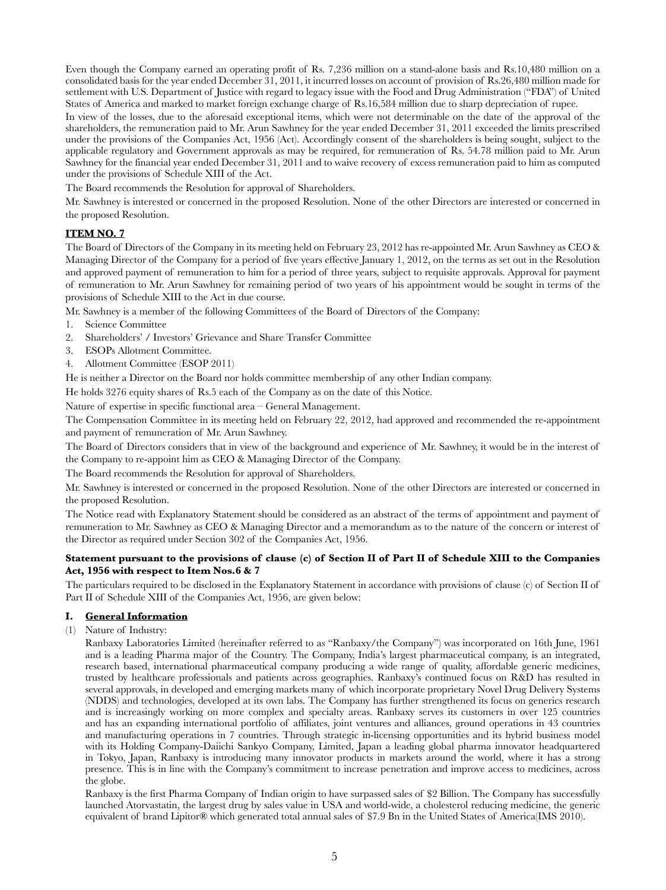Even though the Company earned an operating profit of Rs. 7,236 million on a stand-alone basis and Rs.10,480 million on a consolidated basis for the year ended December 31, 2011, it incurred losses on account of provision of Rs.26,480 million made for settlement with U.S. Department of Justice with regard to legacy issue with the Food and Drug Administration ("FDA") of United States of America and marked to market foreign exchange charge of Rs.16,584 million due to sharp depreciation of rupee.

In view of the losses, due to the aforesaid exceptional items, which were not determinable on the date of the approval of the shareholders, the remuneration paid to Mr. Arun Sawhney for the year ended December 31, 2011 exceeded the limits prescribed under the provisions of the Companies Act, 1956 (Act). Accordingly consent of the shareholders is being sought, subject to the applicable regulatory and Government approvals as may be required, for remuneration of Rs. 54.78 million paid to Mr. Arun Sawhney for the financial year ended December 31, 2011 and to waive recovery of excess remuneration paid to him as computed under the provisions of Schedule XIII of the Act.

The Board recommends the Resolution for approval of Shareholders.

Mr. Sawhney is interested or concerned in the proposed Resolution. None of the other Directors are interested or concerned in the proposed Resolution.

## ITEM NO. 7

The Board of Directors of the Company in its meeting held on February 23, 2012 has re-appointed Mr. Arun Sawhney as CEO & Managing Director of the Company for a period of five years effective January 1, 2012, on the terms as set out in the Resolution and approved payment of remuneration to him for a period of three years, subject to requisite approvals. Approval for payment of remuneration to Mr. Arun Sawhney for remaining period of two years of his appointment would be sought in terms of the provisions of Schedule XIII to the Act in due course.

Mr. Sawhney is a member of the following Committees of the Board of Directors of the Company:

1. Science Committee
2. Shareholders' / Investors' Grievance and Share Transfer Committee
3. ESOPs Allotment Committee.
4. Allotment Committee (ESOP 2011)

He is neither a Director on the Board nor holds committee membership of any other Indian company.

He holds 3276 equity shares of Rs.5 each of the Company as on the date of this Notice.

Nature of expertise in specific functional area – General Management.

The Compensation Committee in its meeting held on February 22, 2012, had approved and recommended the re-appointment and payment of remuneration of Mr. Arun Sawhney.

The Board of Directors considers that in view of the background and experience of Mr. Sawhney, it would be in the interest of the Company to re-appoint him as CEO & Managing Director of the Company.

The Board recommends the Resolution for approval of Shareholders.

Mr. Sawhney is interested or concerned in the proposed Resolution. None of the other Directors are interested or concerned in the proposed Resolution.

The Notice read with Explanatory Statement should be considered as an abstract of the terms of appointment and payment of remuneration to Mr. Sawhney as CEO & Managing Director and a memorandum as to the nature of the concern or interest of the Director as required under Section 302 of the Companies Act, 1956.

### Statement pursuant to the provisions of clause (c) of Section II of Part II of Schedule XIII to the Companies Act, 1956 with respect to Item Nos.6 & 7

The particulars required to be disclosed in the Explanatory Statement in accordance with provisions of clause (c) of Section II of Part II of Schedule XIII of the Companies Act, 1956, are given below:

### I. General Information

(1) Nature of Industry:

Ranbaxy Laboratories Limited (hereinafter referred to as "Ranbaxy/the Company") was incorporated on 16th June, 1961 and is a leading Pharma major of the Country. The Company, India's largest pharmaceutical company, is an integrated, research based, international pharmaceutical company producing a wide range of quality, affordable generic medicines, trusted by healthcare professionals and patients across geographies. Ranbaxy's continued focus on R&D has resulted in several approvals, in developed and emerging markets many of which incorporate proprietary Novel Drug Delivery Systems (NDDS) and technologies, developed at its own labs. The Company has further strengthened its focus on generics research and is increasingly working on more complex and specialty areas. Ranbaxy serves its customers in over 125 countries and has an expanding international portfolio of affiliates, joint ventures and alliances, ground operations in 43 countries and manufacturing operations in 7 countries. Through strategic in-licensing opportunities and its hybrid business model with its Holding Company-Daiichi Sankyo Company, Limited, Japan a leading global pharma innovator headquartered in Tokyo, Japan, Ranbaxy is introducing many innovator products in markets around the world, where it has a strong presence. This is in line with the Company's commitment to increase penetration and improve access to medicines, across the globe.

Ranbaxy is the first Pharma Company of Indian origin to have surpassed sales of $2 Billion. The Company has successfully launched Atorvastatin, the largest drug by sales value in USA and world-wide, a cholesterol reducing medicine, the generic equivalent of brand Lipitor® which generated total annual sales of $7.9 Bn in the United States of America(IMS 2010).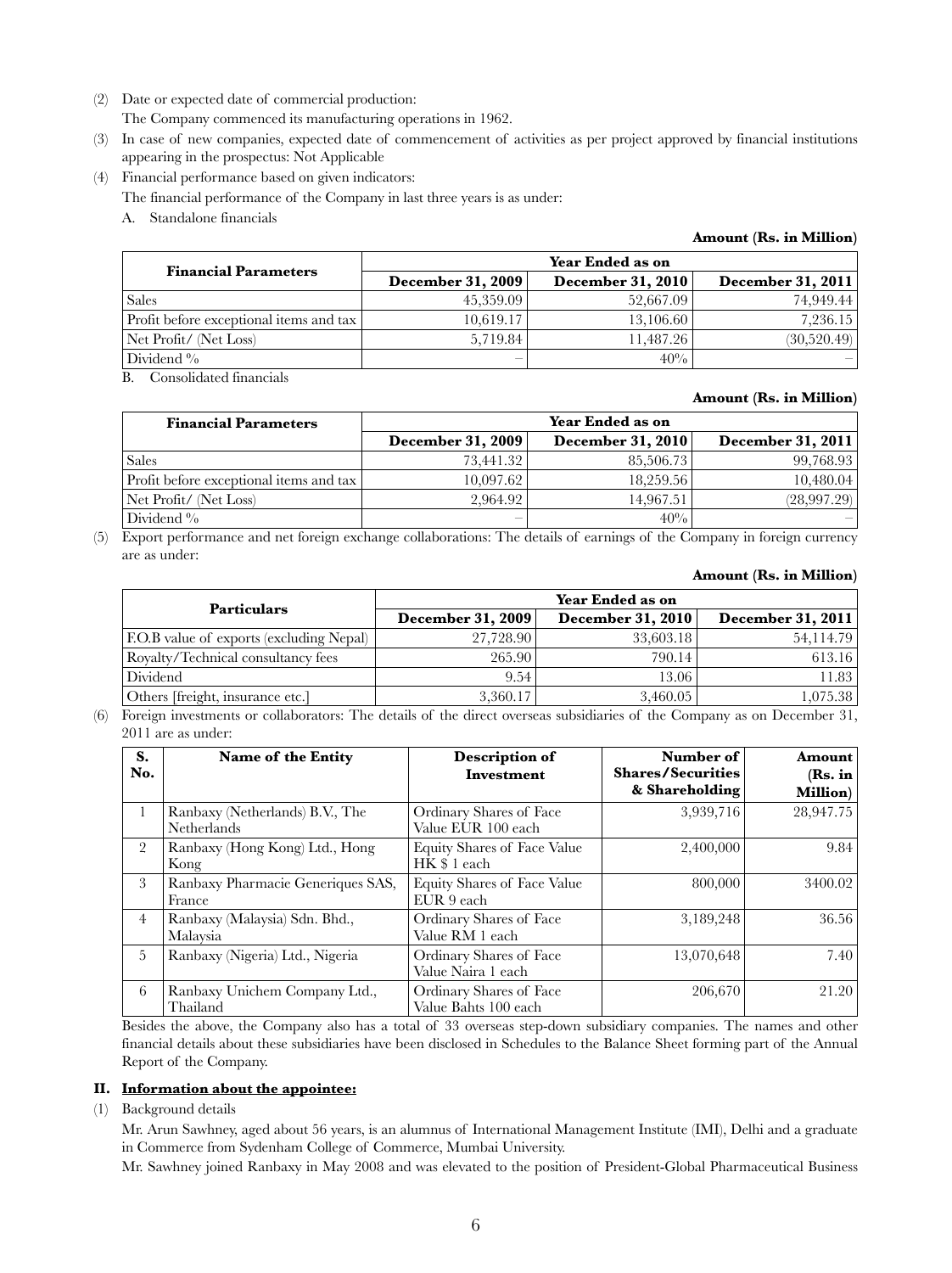(2) Date or expected date of commercial production:

The Company commenced its manufacturing operations in 1962.

(3) In case of new companies, expected date of commencement of activities as per project approved by financial institutions appearing in the prospectus: Not Applicable

(4) Financial performance based on given indicators:

The financial performance of the Company in last three years is as under:

A. Standalone financials

**Amount (Rs. in Million)**

| Financial Parameters | Year Ended as on | | |
|---|---|---|---|
| | **December 31, 2009** | **December 31, 2010** | **December 31, 2011** |
| Sales | 45,359.09 | 52,667.09 | 74,949.44 |
| Profit before exceptional items and tax | 10,619.17 | 13,106.60 | 7,236.15 |
| Net Profit/ (Net Loss) | 5,719.84 | 11,487.26 | (30,520.49) |
| Dividend % | – | 40% | – |

B. Consolidated financials

**Amount (Rs. in Million)**

| Financial Parameters | Year Ended as on | | |
|---|---|---|---|
| | **December 31, 2009** | **December 31, 2010** | **December 31, 2011** |
| Sales | 73,441.32 | 85,506.73 | 99,768.93 |
| Profit before exceptional items and tax | 10,097.62 | 18,259.56 | 10,480.04 |
| Net Profit/ (Net Loss) | 2,964.92 | 14,967.51 | (28,997.29) |
| Dividend % | – | 40% | – |

(5) Export performance and net foreign exchange collaborations: The details of earnings of the Company in foreign currency are as under:

**Amount (Rs. in Million)**

| Particulars | Year Ended as on | | |
|---|---|---|---|
| | **December 31, 2009** | **December 31, 2010** | **December 31, 2011** |
| F.O.B value of exports (excluding Nepal) | 27,728.90 | 33,603.18 | 54,114.79 |
| Royalty/Technical consultancy fees | 265.90 | 790.14 | 613.16 |
| Dividend | 9.54 | 13.06 | 11.83 |
| Others [freight, insurance etc.] | 3,360.17 | 3,460.05 | 1,075.38 |

(6) Foreign investments or collaborators: The details of the direct overseas subsidiaries of the Company as on December 31, 2011 are as under:

| S. No. | Name of the Entity | Description of Investment | Number of Shares/Securities & Shareholding | Amount (Rs. in Million) |
|---|---|---|---|---|
| 1 | Ranbaxy (Netherlands) B.V., The Netherlands | Ordinary Shares of Face Value EUR 100 each | 3,939,716 | 28,947.75 |
| 2 | Ranbaxy (Hong Kong) Ltd., Hong Kong | Equity Shares of Face Value HK $ 1 each | 2,400,000 | 9.84 |
| 3 | Ranbaxy Pharmacie Generiques SAS, France | Equity Shares of Face Value EUR 9 each | 800,000 | 3400.02 |
| 4 | Ranbaxy (Malaysia) Sdn. Bhd., Malaysia | Ordinary Shares of Face Value RM 1 each | 3,189,248 | 36.56 |
| 5 | Ranbaxy (Nigeria) Ltd., Nigeria | Ordinary Shares of Face Value Naira 1 each | 13,070,648 | 7.40 |
| 6 | Ranbaxy Unichem Company Ltd., Thailand | Ordinary Shares of Face Value Bahts 100 each | 206,670 | 21.20 |

Besides the above, the Company also has a total of 33 overseas step-down subsidiary companies. The names and other financial details about these subsidiaries have been disclosed in Schedules to the Balance Sheet forming part of the Annual Report of the Company.

## II. Information about the appointee:

(1) Background details

Mr. Arun Sawhney, aged about 56 years, is an alumnus of International Management Institute (IMI), Delhi and a graduate in Commerce from Sydenham College of Commerce, Mumbai University.

Mr. Sawhney joined Ranbaxy in May 2008 and was elevated to the position of President-Global Pharmaceutical Business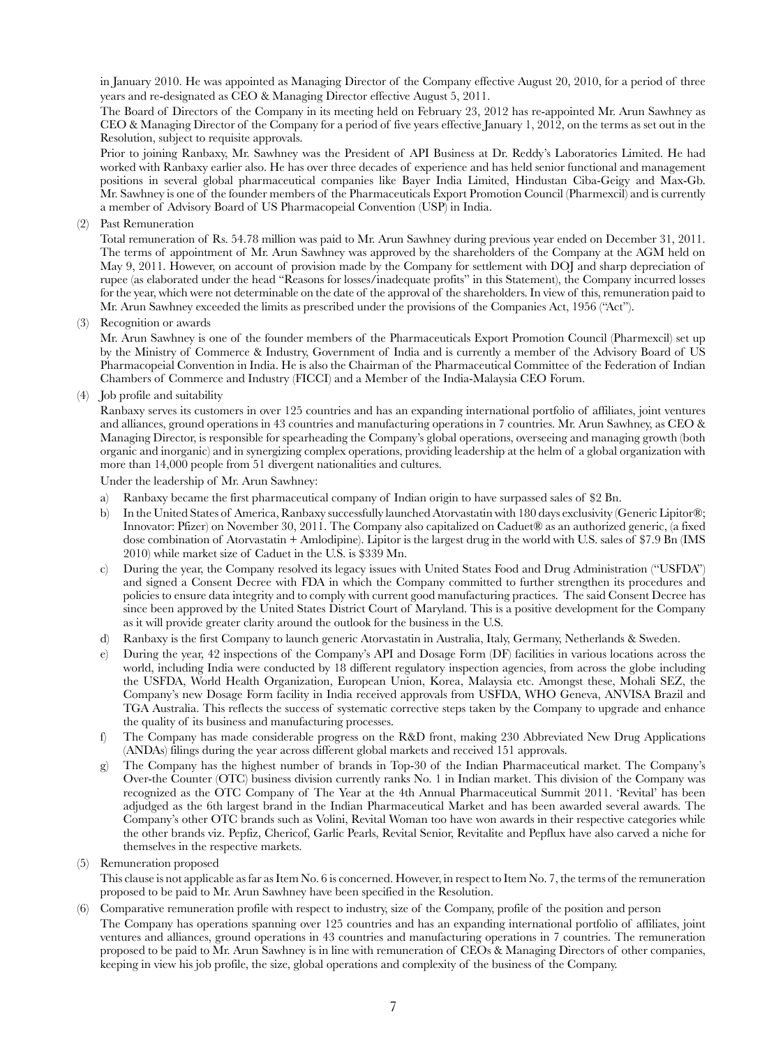in January 2010. He was appointed as Managing Director of the Company effective August 20, 2010, for a period of three years and re-designated as CEO & Managing Director effective August 5, 2011.

The Board of Directors of the Company in its meeting held on February 23, 2012 has re-appointed Mr. Arun Sawhney as CEO & Managing Director of the Company for a period of five years effective January 1, 2012, on the terms as set out in the Resolution, subject to requisite approvals.

Prior to joining Ranbaxy, Mr. Sawhney was the President of API Business at Dr. Reddy's Laboratories Limited. He had worked with Ranbaxy earlier also. He has over three decades of experience and has held senior functional and management positions in several global pharmaceutical companies like Bayer India Limited, Hindustan Ciba-Geigy and Max-Gb. Mr. Sawhney is one of the founder members of the Pharmaceuticals Export Promotion Council (Pharmexcil) and is currently a member of Advisory Board of US Pharmacopeial Convention (USP) in India.

(2) Past Remuneration

Total remuneration of Rs. 54.78 million was paid to Mr. Arun Sawhney during previous year ended on December 31, 2011. The terms of appointment of Mr. Arun Sawhney was approved by the shareholders of the Company at the AGM held on May 9, 2011. However, on account of provision made by the Company for settlement with DOJ and sharp depreciation of rupee (as elaborated under the head "Reasons for losses/inadequate profits" in this Statement), the Company incurred losses for the year, which were not determinable on the date of the approval of the shareholders. In view of this, remuneration paid to Mr. Arun Sawhney exceeded the limits as prescribed under the provisions of the Companies Act, 1956 ("Act").

(3) Recognition or awards

Mr. Arun Sawhney is one of the founder members of the Pharmaceuticals Export Promotion Council (Pharmexcil) set up by the Ministry of Commerce & Industry, Government of India and is currently a member of the Advisory Board of US Pharmacopeial Convention in India. He is also the Chairman of the Pharmaceutical Committee of the Federation of Indian Chambers of Commerce and Industry (FICCI) and a Member of the India-Malaysia CEO Forum.

(4) Job profile and suitability

Ranbaxy serves its customers in over 125 countries and has an expanding international portfolio of affiliates, joint ventures and alliances, ground operations in 43 countries and manufacturing operations in 7 countries. Mr. Arun Sawhney, as CEO & Managing Director, is responsible for spearheading the Company's global operations, overseeing and managing growth (both organic and inorganic) and in synergizing complex operations, providing leadership at the helm of a global organization with more than 14,000 people from 51 divergent nationalities and cultures.

Under the leadership of Mr. Arun Sawhney:

a) Ranbaxy became the first pharmaceutical company of Indian origin to have surpassed sales of $2 Bn.

b) In the United States of America, Ranbaxy successfully launched Atorvastatin with 180 days exclusivity (Generic Lipitor®; Innovator: Pfizer) on November 30, 2011. The Company also capitalized on Caduet® as an authorized generic, (a fixed dose combination of Atorvastatin + Amlodipine). Lipitor is the largest drug in the world with U.S. sales of $7.9 Bn (IMS 2010) while market size of Caduet in the U.S. is $339 Mn.

c) During the year, the Company resolved its legacy issues with United States Food and Drug Administration ("USFDA") and signed a Consent Decree with FDA in which the Company committed to further strengthen its procedures and policies to ensure data integrity and to comply with current good manufacturing practices. The said Consent Decree has since been approved by the United States District Court of Maryland. This is a positive development for the Company as it will provide greater clarity around the outlook for the business in the U.S.

d) Ranbaxy is the first Company to launch generic Atorvastatin in Australia, Italy, Germany, Netherlands & Sweden.

e) During the year, 42 inspections of the Company's API and Dosage Form (DF) facilities in various locations across the world, including India were conducted by 18 different regulatory inspection agencies, from across the globe including the USFDA, World Health Organization, European Union, Korea, Malaysia etc. Amongst these, Mohali SEZ, the Company's new Dosage Form facility in India received approvals from USFDA, WHO Geneva, ANVISA Brazil and TGA Australia. This reflects the success of systematic corrective steps taken by the Company to upgrade and enhance the quality of its business and manufacturing processes.

f) The Company has made considerable progress on the R&D front, making 230 Abbreviated New Drug Applications (ANDAs) filings during the year across different global markets and received 151 approvals.

g) The Company has the highest number of brands in Top-30 of the Indian Pharmaceutical market. The Company's Over-the Counter (OTC) business division currently ranks No. 1 in Indian market. This division of the Company was recognized as the OTC Company of The Year at the 4th Annual Pharmaceutical Summit 2011. 'Revital' has been adjudged as the 6th largest brand in the Indian Pharmaceutical Market and has been awarded several awards. The Company's other OTC brands such as Volini, Revital Woman too have won awards in their respective categories while the other brands viz. Pepfiz, Chericof, Garlic Pearls, Revital Senior, Revitalite and Pepflux have also carved a niche for themselves in the respective markets.

(5) Remuneration proposed

This clause is not applicable as far as Item No. 6 is concerned. However, in respect to Item No. 7, the terms of the remuneration proposed to be paid to Mr. Arun Sawhney have been specified in the Resolution.

(6) Comparative remuneration profile with respect to industry, size of the Company, profile of the position and person

The Company has operations spanning over 125 countries and has an expanding international portfolio of affiliates, joint ventures and alliances, ground operations in 43 countries and manufacturing operations in 7 countries. The remuneration proposed to be paid to Mr. Arun Sawhney is in line with remuneration of CEOs & Managing Directors of other companies, keeping in view his job profile, the size, global operations and complexity of the business of the Company.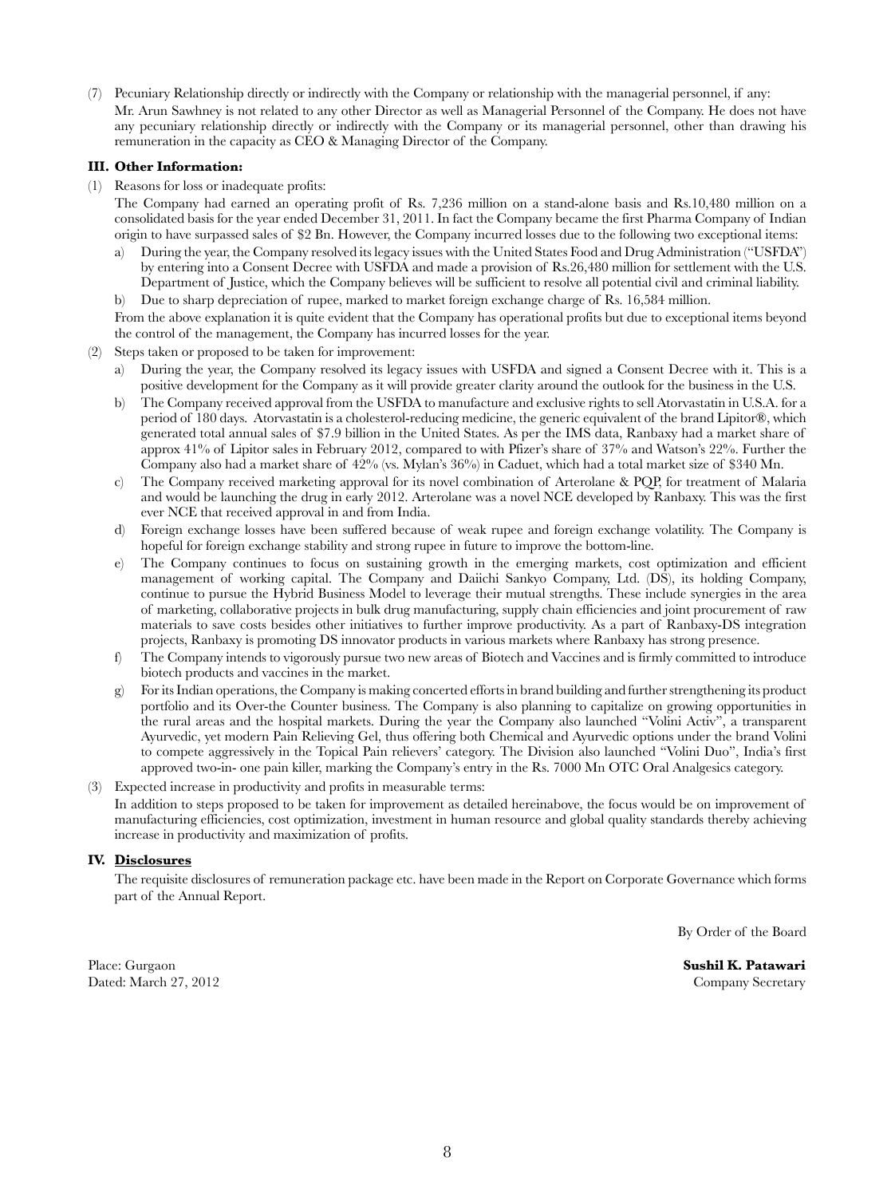(7) Pecuniary Relationship directly or indirectly with the Company or relationship with the managerial personnel, if any:

Mr. Arun Sawhney is not related to any other Director as well as Managerial Personnel of the Company. He does not have any pecuniary relationship directly or indirectly with the Company or its managerial personnel, other than drawing his remuneration in the capacity as CEO & Managing Director of the Company.

### III. Other Information:

(1) Reasons for loss or inadequate profits:

The Company had earned an operating profit of Rs. 7,236 million on a stand-alone basis and Rs.10,480 million on a consolidated basis for the year ended December 31, 2011. In fact the Company became the first Pharma Company of Indian origin to have surpassed sales of $2 Bn. However, the Company incurred losses due to the following two exceptional items:

a) During the year, the Company resolved its legacy issues with the United States Food and Drug Administration ("USFDA") by entering into a Consent Decree with USFDA and made a provision of Rs.26,480 million for settlement with the U.S. Department of Justice, which the Company believes will be sufficient to resolve all potential civil and criminal liability.

b) Due to sharp depreciation of rupee, marked to market foreign exchange charge of Rs. 16,584 million.

From the above explanation it is quite evident that the Company has operational profits but due to exceptional items beyond the control of the management, the Company has incurred losses for the year.

(2) Steps taken or proposed to be taken for improvement:

a) During the year, the Company resolved its legacy issues with USFDA and signed a Consent Decree with it. This is a positive development for the Company as it will provide greater clarity around the outlook for the business in the U.S.

b) The Company received approval from the USFDA to manufacture and exclusive rights to sell Atorvastatin in U.S.A. for a period of 180 days. Atorvastatin is a cholesterol-reducing medicine, the generic equivalent of the brand Lipitor®, which generated total annual sales of $7.9 billion in the United States. As per the IMS data, Ranbaxy had a market share of approx 41% of Lipitor sales in February 2012, compared to with Pfizer's share of 37% and Watson's 22%. Further the Company also had a market share of 42% (vs. Mylan's 36%) in Caduet, which had a total market size of $340 Mn.

c) The Company received marketing approval for its novel combination of Arterolane & PQP, for treatment of Malaria and would be launching the drug in early 2012. Arterolane was a novel NCE developed by Ranbaxy. This was the first ever NCE that received approval in and from India.

d) Foreign exchange losses have been suffered because of weak rupee and foreign exchange volatility. The Company is hopeful for foreign exchange stability and strong rupee in future to improve the bottom-line.

e) The Company continues to focus on sustaining growth in the emerging markets, cost optimization and efficient management of working capital. The Company and Daiichi Sankyo Company, Ltd. (DS), its holding Company, continue to pursue the Hybrid Business Model to leverage their mutual strengths. These include synergies in the area of marketing, collaborative projects in bulk drug manufacturing, supply chain efficiencies and joint procurement of raw materials to save costs besides other initiatives to further improve productivity. As a part of Ranbaxy-DS integration projects, Ranbaxy is promoting DS innovator products in various markets where Ranbaxy has strong presence.

f) The Company intends to vigorously pursue two new areas of Biotech and Vaccines and is firmly committed to introduce biotech products and vaccines in the market.

g) For its Indian operations, the Company is making concerted efforts in brand building and further strengthening its product portfolio and its Over-the Counter business. The Company is also planning to capitalize on growing opportunities in the rural areas and the hospital markets. During the year the Company also launched "Volini Activ", a transparent Ayurvedic, yet modern Pain Relieving Gel, thus offering both Chemical and Ayurvedic options under the brand Volini to compete aggressively in the Topical Pain relievers' category. The Division also launched "Volini Duo", India's first approved two-in- one pain killer, marking the Company's entry in the Rs. 7000 Mn OTC Oral Analgesics category.

(3) Expected increase in productivity and profits in measurable terms:

In addition to steps proposed to be taken for improvement as detailed hereinabove, the focus would be on improvement of manufacturing efficiencies, cost optimization, investment in human resource and global quality standards thereby achieving increase in productivity and maximization of profits.

### IV. Disclosures

The requisite disclosures of remuneration package etc. have been made in the Report on Corporate Governance which forms part of the Annual Report.

By Order of the Board

Place: Gurgaon
Dated: March 27, 2012

**Sushil K. Patawari**
Company Secretary